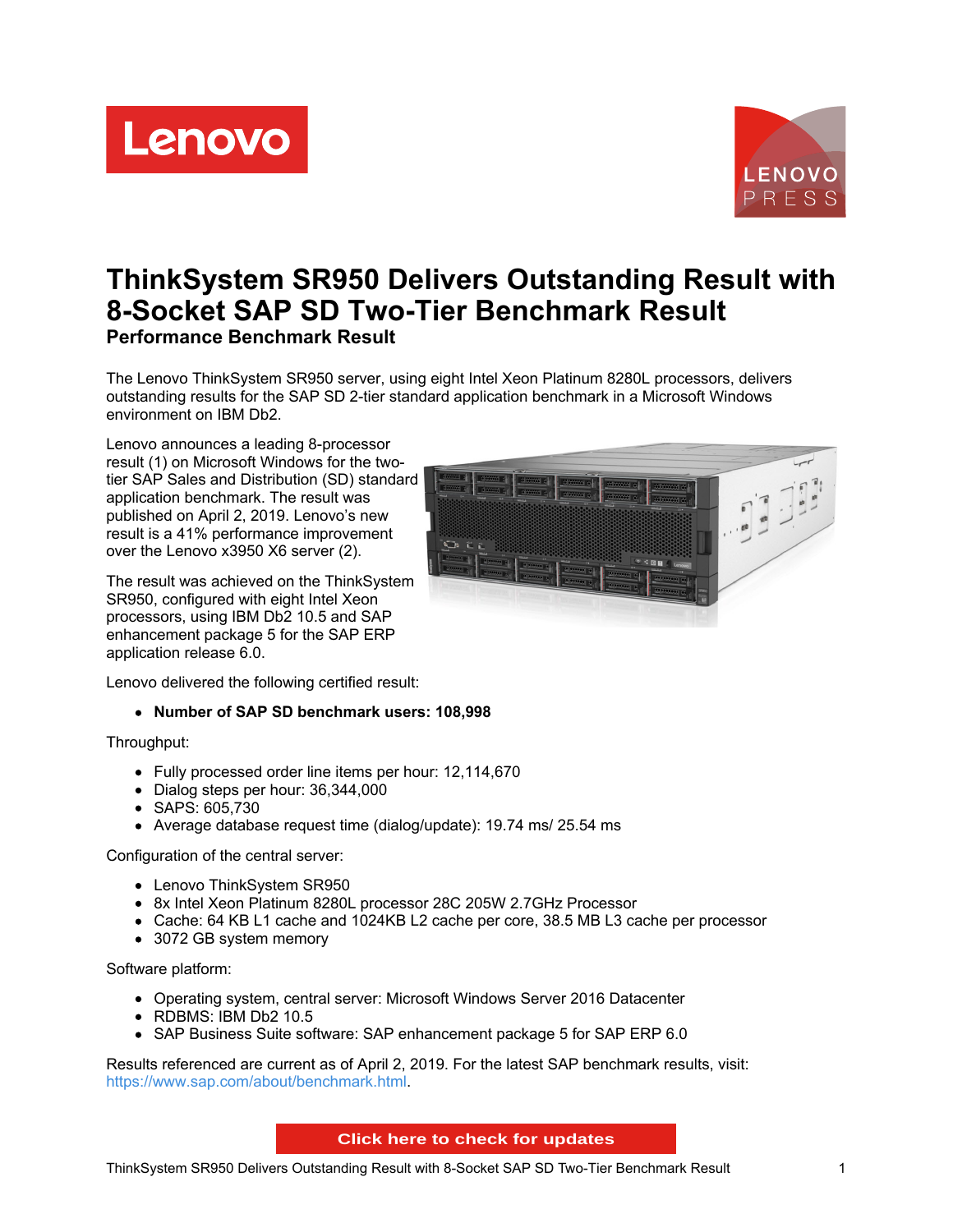# ThinkSystem SR950 Delivers Outstanding Result with 8-Socket SAP SD Two-Tier Benchmark Result

## Performance Benchmark Result

The Lenovo ThinkSystem SR950 server, using eight Intel Xeon Platinum 8280L processors, delivers outstanding results for the SAP SD 2-tier standard application benchmark in a Microsoft Windows environment on IBM Db2.

Lenovo announces a leading 8-processor result (1) on Microsoft Windows for the two-tier SAP Sales and Distribution (SD) standard application benchmark. The result was published on April 2, 2019. Lenovo's new result is a 41% performance improvement over the Lenovo x3950 X6 server (2).

The result was achieved on the ThinkSystem SR950, configured with eight Intel Xeon processors, using IBM Db2 10.5 and SAP enhancement package 5 for the SAP ERP application release 6.0.

Lenovo delivered the following certified result:

- **Number of SAP SD benchmark users: 108,998**

Throughput:

- Fully processed order line items per hour: 12,114,670
- Dialog steps per hour: 36,344,000
- SAPS: 605,730
- Average database request time (dialog/update): 19.74 ms/ 25.54 ms

Configuration of the central server:

- Lenovo ThinkSystem SR950
- 8x Intel Xeon Platinum 8280L processor 28C 205W 2.7GHz Processor
- Cache: 64 KB L1 cache and 1024KB L2 cache per core, 38.5 MB L3 cache per processor
- 3072 GB system memory

Software platform:

- Operating system, central server: Microsoft Windows Server 2016 Datacenter
- RDBMS: IBM Db2 10.5
- SAP Business Suite software: SAP enhancement package 5 for SAP ERP 6.0

Results referenced are current as of April 2, 2019. For the latest SAP benchmark results, visit: https://www.sap.com/about/benchmark.html.

Click here to check for updates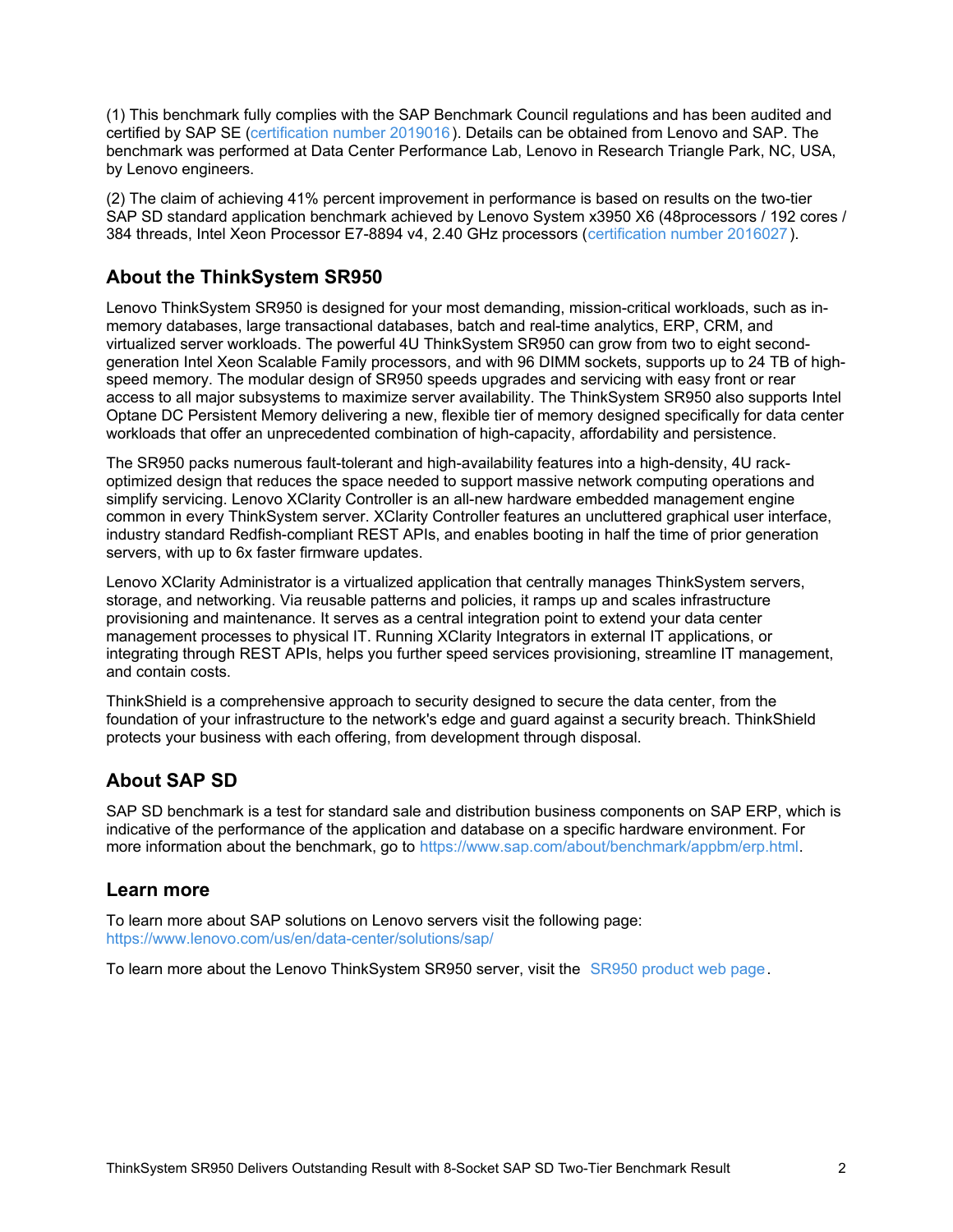(1) This benchmark fully complies with the SAP Benchmark Council regulations and has been audited and certified by SAP SE (certification number 2019016). Details can be obtained from Lenovo and SAP. The benchmark was performed at Data Center Performance Lab, Lenovo in Research Triangle Park, NC, USA, by Lenovo engineers.

(2) The claim of achieving 41% percent improvement in performance is based on results on the two-tier SAP SD standard application benchmark achieved by Lenovo System x3950 X6 (48processors / 192 cores / 384 threads, Intel Xeon Processor E7-8894 v4, 2.40 GHz processors (certification number 2016027).

## About the ThinkSystem SR950

Lenovo ThinkSystem SR950 is designed for your most demanding, mission-critical workloads, such as in-memory databases, large transactional databases, batch and real-time analytics, ERP, CRM, and virtualized server workloads. The powerful 4U ThinkSystem SR950 can grow from two to eight second-generation Intel Xeon Scalable Family processors, and with 96 DIMM sockets, supports up to 24 TB of high-speed memory. The modular design of SR950 speeds upgrades and servicing with easy front or rear access to all major subsystems to maximize server availability. The ThinkSystem SR950 also supports Intel Optane DC Persistent Memory delivering a new, flexible tier of memory designed specifically for data center workloads that offer an unprecedented combination of high-capacity, affordability and persistence.

The SR950 packs numerous fault-tolerant and high-availability features into a high-density, 4U rack-optimized design that reduces the space needed to support massive network computing operations and simplify servicing. Lenovo XClarity Controller is an all-new hardware embedded management engine common in every ThinkSystem server. XClarity Controller features an uncluttered graphical user interface, industry standard Redfish-compliant REST APIs, and enables booting in half the time of prior generation servers, with up to 6x faster firmware updates.

Lenovo XClarity Administrator is a virtualized application that centrally manages ThinkSystem servers, storage, and networking. Via reusable patterns and policies, it ramps up and scales infrastructure provisioning and maintenance. It serves as a central integration point to extend your data center management processes to physical IT. Running XClarity Integrators in external IT applications, or integrating through REST APIs, helps you further speed services provisioning, streamline IT management, and contain costs.

ThinkShield is a comprehensive approach to security designed to secure the data center, from the foundation of your infrastructure to the network's edge and guard against a security breach. ThinkShield protects your business with each offering, from development through disposal.

## About SAP SD

SAP SD benchmark is a test for standard sale and distribution business components on SAP ERP, which is indicative of the performance of the application and database on a specific hardware environment. For more information about the benchmark, go to https://www.sap.com/about/benchmark/appbm/erp.html.

## Learn more

To learn more about SAP solutions on Lenovo servers visit the following page:
https://www.lenovo.com/us/en/data-center/solutions/sap/

To learn more about the Lenovo ThinkSystem SR950 server, visit the SR950 product web page.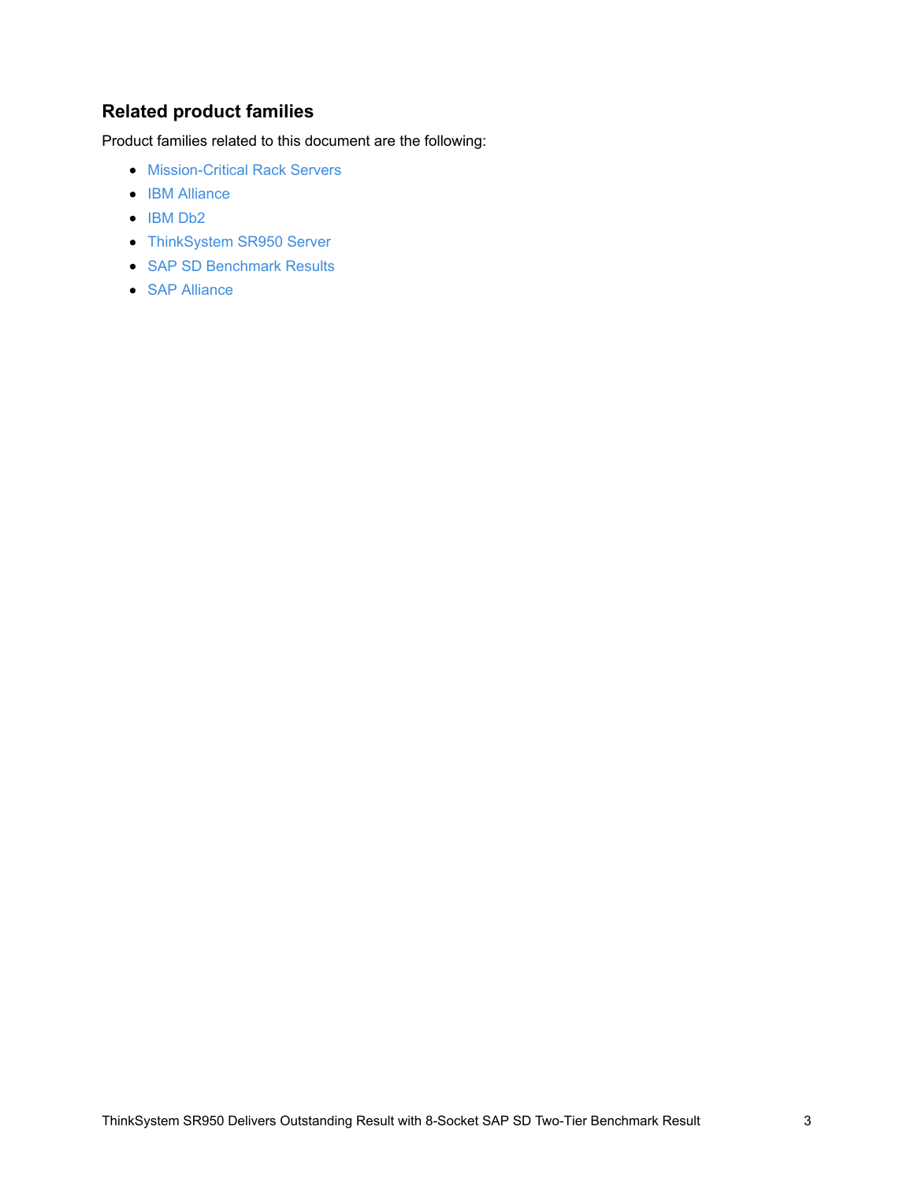## Related product families

Product families related to this document are the following:

- Mission-Critical Rack Servers
- IBM Alliance
- IBM Db2
- ThinkSystem SR950 Server
- SAP SD Benchmark Results
- SAP Alliance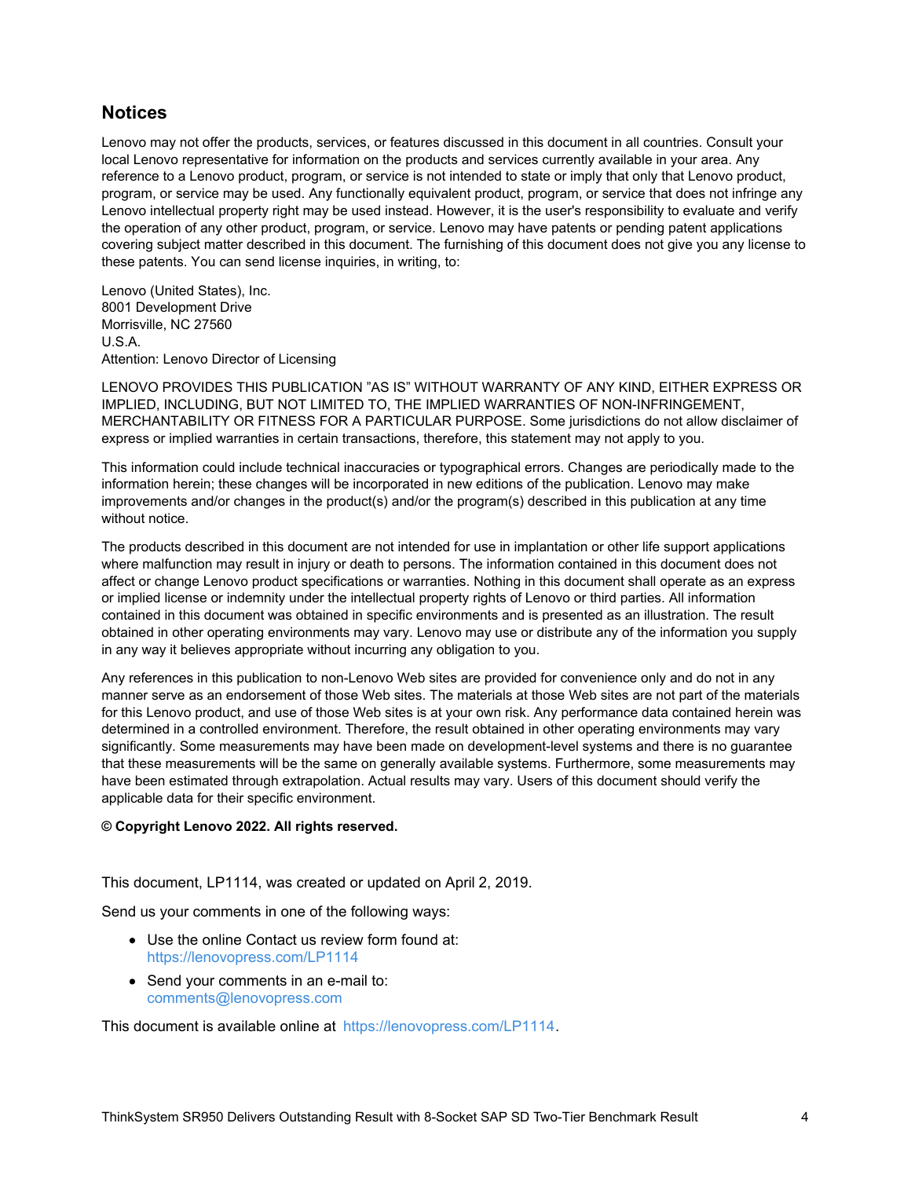## Notices

Lenovo may not offer the products, services, or features discussed in this document in all countries. Consult your local Lenovo representative for information on the products and services currently available in your area. Any reference to a Lenovo product, program, or service is not intended to state or imply that only that Lenovo product, program, or service may be used. Any functionally equivalent product, program, or service that does not infringe any Lenovo intellectual property right may be used instead. However, it is the user's responsibility to evaluate and verify the operation of any other product, program, or service. Lenovo may have patents or pending patent applications covering subject matter described in this document. The furnishing of this document does not give you any license to these patents. You can send license inquiries, in writing, to:

Lenovo (United States), Inc.
8001 Development Drive
Morrisville, NC 27560
U.S.A.
Attention: Lenovo Director of Licensing

LENOVO PROVIDES THIS PUBLICATION "AS IS" WITHOUT WARRANTY OF ANY KIND, EITHER EXPRESS OR IMPLIED, INCLUDING, BUT NOT LIMITED TO, THE IMPLIED WARRANTIES OF NON-INFRINGEMENT, MERCHANTABILITY OR FITNESS FOR A PARTICULAR PURPOSE. Some jurisdictions do not allow disclaimer of express or implied warranties in certain transactions, therefore, this statement may not apply to you.

This information could include technical inaccuracies or typographical errors. Changes are periodically made to the information herein; these changes will be incorporated in new editions of the publication. Lenovo may make improvements and/or changes in the product(s) and/or the program(s) described in this publication at any time without notice.

The products described in this document are not intended for use in implantation or other life support applications where malfunction may result in injury or death to persons. The information contained in this document does not affect or change Lenovo product specifications or warranties. Nothing in this document shall operate as an express or implied license or indemnity under the intellectual property rights of Lenovo or third parties. All information contained in this document was obtained in specific environments and is presented as an illustration. The result obtained in other operating environments may vary. Lenovo may use or distribute any of the information you supply in any way it believes appropriate without incurring any obligation to you.

Any references in this publication to non-Lenovo Web sites are provided for convenience only and do not in any manner serve as an endorsement of those Web sites. The materials at those Web sites are not part of the materials for this Lenovo product, and use of those Web sites is at your own risk. Any performance data contained herein was determined in a controlled environment. Therefore, the result obtained in other operating environments may vary significantly. Some measurements may have been made on development-level systems and there is no guarantee that these measurements will be the same on generally available systems. Furthermore, some measurements may have been estimated through extrapolation. Actual results may vary. Users of this document should verify the applicable data for their specific environment.

**© Copyright Lenovo 2022. All rights reserved.**

This document, LP1114, was created or updated on April 2, 2019.

Send us your comments in one of the following ways:

- Use the online Contact us review form found at:
  https://lenovopress.com/LP1114
- Send your comments in an e-mail to:
  comments@lenovopress.com

This document is available online at https://lenovopress.com/LP1114.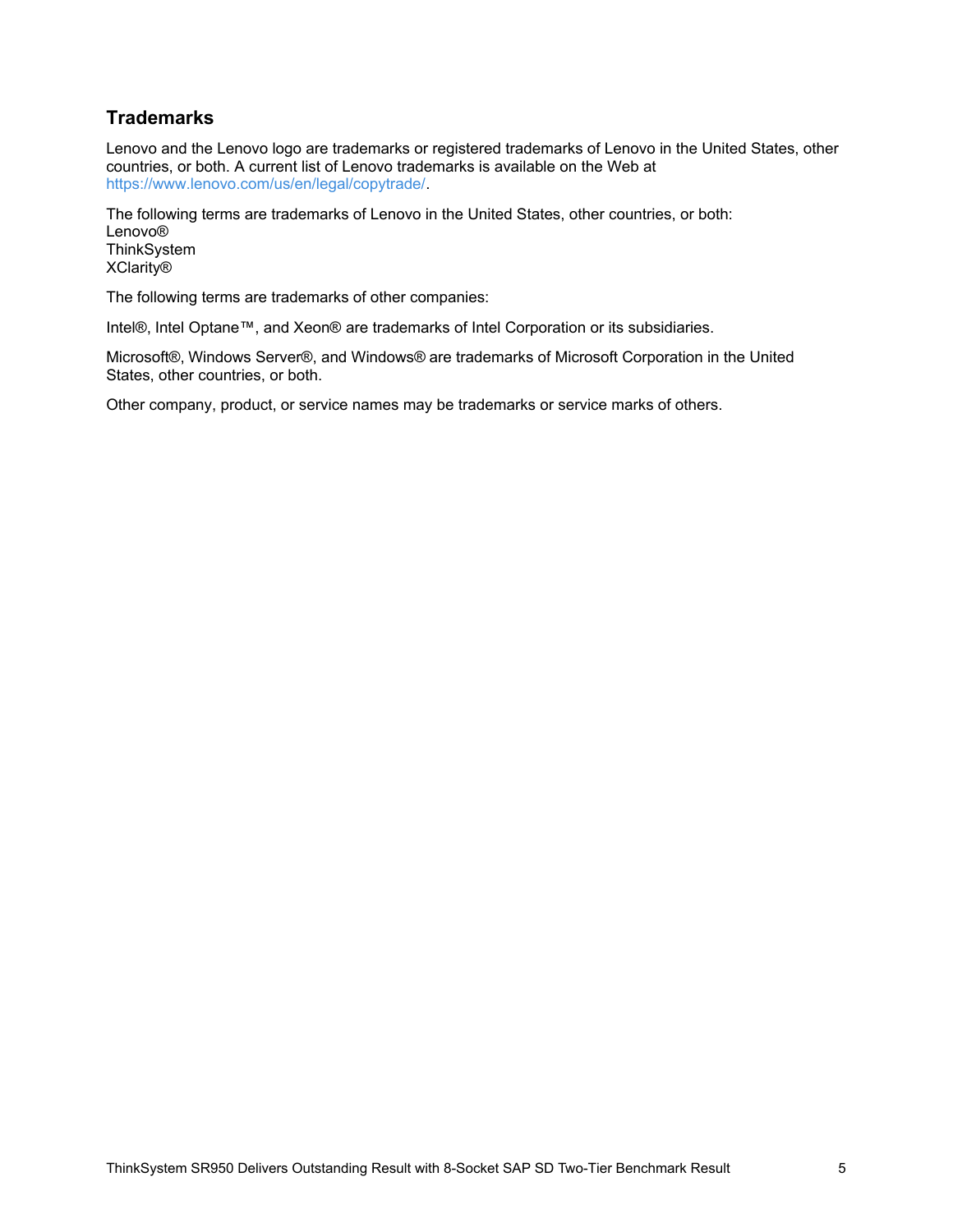## Trademarks

Lenovo and the Lenovo logo are trademarks or registered trademarks of Lenovo in the United States, other countries, or both. A current list of Lenovo trademarks is available on the Web at https://www.lenovo.com/us/en/legal/copytrade/.

The following terms are trademarks of Lenovo in the United States, other countries, or both:
Lenovo®
ThinkSystem
XClarity®

The following terms are trademarks of other companies:

Intel®, Intel Optane™, and Xeon® are trademarks of Intel Corporation or its subsidiaries.

Microsoft®, Windows Server®, and Windows® are trademarks of Microsoft Corporation in the United States, other countries, or both.

Other company, product, or service names may be trademarks or service marks of others.